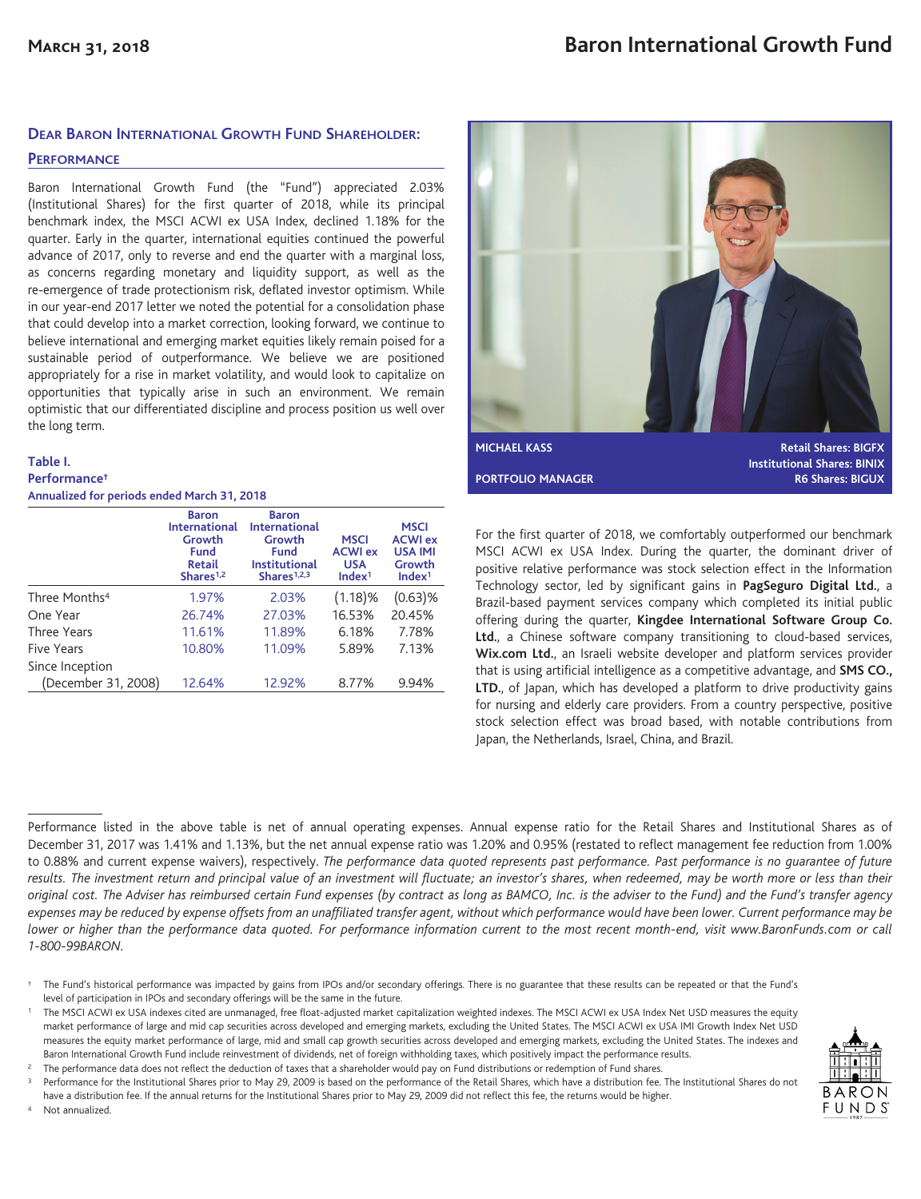# Baron International Growth Fund

**March 31, 2018**

## Dear Baron International Growth Fund Shareholder:

### Performance

Baron International Growth Fund (the "Fund") appreciated 2.03% (Institutional Shares) for the first quarter of 2018, while its principal benchmark index, the MSCI ACWI ex USA Index, declined 1.18% for the quarter. Early in the quarter, international equities continued the powerful advance of 2017, only to reverse and end the quarter with a marginal loss, as concerns regarding monetary and liquidity support, as well as the re-emergence of trade protectionism risk, deflated investor optimism. While in our year-end 2017 letter we noted the potential for a consolidation phase that could develop into a market correction, looking forward, we continue to believe international and emerging market equities likely remain poised for a sustainable period of outperformance. We believe we are positioned appropriately for a rise in market volatility, and would look to capitalize on opportunities that typically arise in such an environment. We remain optimistic that our differentiated discipline and process position us well over the long term.

**MICHAEL KASS**
**PORTFOLIO MANAGER**

Retail Shares: BIGFX
Institutional Shares: BINIX
R6 Shares: BIGUX

**Table I.**
**Performance†**
**Annualized for periods ended March 31, 2018**

| | Baron International Growth Fund Retail Shares[1,2] | Baron International Growth Fund Institutional Shares[1,2,3] | MSCI ACWI ex USA Index[1] | MSCI ACWI ex USA IMI Growth Index[1] |
|---|---|---|---|---|
| Three Months[4] | 1.97% | 2.03% | (1.18)% | (0.63)% |
| One Year | 26.74% | 27.03% | 16.53% | 20.45% |
| Three Years | 11.61% | 11.89% | 6.18% | 7.78% |
| Five Years | 10.80% | 11.09% | 5.89% | 7.13% |
| Since Inception (December 31, 2008) | 12.64% | 12.92% | 8.77% | 9.94% |

For the first quarter of 2018, we comfortably outperformed our benchmark MSCI ACWI ex USA Index. During the quarter, the dominant driver of positive relative performance was stock selection effect in the Information Technology sector, led by significant gains in **PagSeguro Digital Ltd.**, a Brazil-based payment services company which completed its initial public offering during the quarter, **Kingdee International Software Group Co. Ltd.**, a Chinese software company transitioning to cloud-based services, **Wix.com Ltd.**, an Israeli website developer and platform services provider that is using artificial intelligence as a competitive advantage, and **SMS CO., LTD.**, of Japan, which has developed a platform to drive productivity gains for nursing and elderly care providers. From a country perspective, positive stock selection effect was broad based, with notable contributions from Japan, the Netherlands, Israel, China, and Brazil.

Performance listed in the above table is net of annual operating expenses. Annual expense ratio for the Retail Shares and Institutional Shares as of December 31, 2017 was 1.41% and 1.13%, but the net annual expense ratio was 1.20% and 0.95% (restated to reflect management fee reduction from 1.00% to 0.88% and current expense waivers), respectively. *The performance data quoted represents past performance. Past performance is no guarantee of future results. The investment return and principal value of an investment will fluctuate; an investor's shares, when redeemed, may be worth more or less than their original cost. The Adviser has reimbursed certain Fund expenses (by contract as long as BAMCO, Inc. is the adviser to the Fund) and the Fund's transfer agency expenses may be reduced by expense offsets from an unaffiliated transfer agent, without which performance would have been lower. Current performance may be lower or higher than the performance data quoted. For performance information current to the most recent month-end, visit www.BaronFunds.com or call 1-800-99BARON.*

† The Fund's historical performance was impacted by gains from IPOs and/or secondary offerings. There is no guarantee that these results can be repeated or that the Fund's level of participation in IPOs and secondary offerings will be the same in the future.

[1] The MSCI ACWI ex USA indexes cited are unmanaged, free float-adjusted market capitalization weighted indexes. The MSCI ACWI ex USA Index Net USD measures the equity market performance of large and mid cap securities across developed and emerging markets, excluding the United States. The MSCI ACWI ex USA IMI Growth Index Net USD measures the equity market performance of large, mid and small cap growth securities across developed and emerging markets, excluding the United States. The indexes and Baron International Growth Fund include reinvestment of dividends, net of foreign withholding taxes, which positively impact the performance results.

[2] The performance data does not reflect the deduction of taxes that a shareholder would pay on Fund distributions or redemption of Fund shares.

[3] Performance for the Institutional Shares prior to May 29, 2009 is based on the performance of the Retail Shares, which have a distribution fee. The Institutional Shares do not have a distribution fee. If the annual returns for the Institutional Shares prior to May 29, 2009 did not reflect this fee, the returns would be higher.

[4] Not annualized.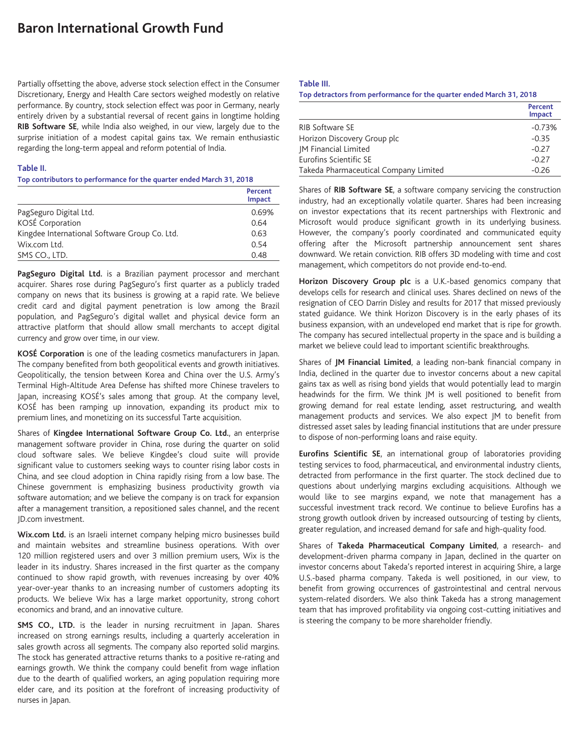# Baron International Growth Fund

Partially offsetting the above, adverse stock selection effect in the Consumer Discretionary, Energy and Health Care sectors weighed modestly on relative performance. By country, stock selection effect was poor in Germany, nearly entirely driven by a substantial reversal of recent gains in longtime holding **RIB Software SE**, while India also weighed, in our view, largely due to the surprise initiation of a modest capital gains tax. We remain enthusiastic regarding the long-term appeal and reform potential of India.

**Table II.**
**Top contributors to performance for the quarter ended March 31, 2018**

| | Percent Impact |
|---|---|
| PagSeguro Digital Ltd. | 0.69% |
| KOSÉ Corporation | 0.64 |
| Kingdee International Software Group Co. Ltd. | 0.63 |
| Wix.com Ltd. | 0.54 |
| SMS CO., LTD. | 0.48 |

**PagSeguro Digital Ltd.** is a Brazilian payment processor and merchant acquirer. Shares rose during PagSeguro's first quarter as a publicly traded company on news that its business is growing at a rapid rate. We believe credit card and digital payment penetration is low among the Brazil population, and PagSeguro's digital wallet and physical device form an attractive platform that should allow small merchants to accept digital currency and grow over time, in our view.

**KOSÉ Corporation** is one of the leading cosmetics manufacturers in Japan. The company benefited from both geopolitical events and growth initiatives. Geopolitically, the tension between Korea and China over the U.S. Army's Terminal High-Altitude Area Defense has shifted more Chinese travelers to Japan, increasing KOSÉ's sales among that group. At the company level, KOSÉ has been ramping up innovation, expanding its product mix to premium lines, and monetizing on its successful Tarte acquisition.

Shares of **Kingdee International Software Group Co. Ltd.**, an enterprise management software provider in China, rose during the quarter on solid cloud software sales. We believe Kingdee's cloud suite will provide significant value to customers seeking ways to counter rising labor costs in China, and see cloud adoption in China rapidly rising from a low base. The Chinese government is emphasizing business productivity growth via software automation; and we believe the company is on track for expansion after a management transition, a repositioned sales channel, and the recent JD.com investment.

**Wix.com Ltd.** is an Israeli internet company helping micro businesses build and maintain websites and streamline business operations. With over 120 million registered users and over 3 million premium users, Wix is the leader in its industry. Shares increased in the first quarter as the company continued to show rapid growth, with revenues increasing by over 40% year-over-year thanks to an increasing number of customers adopting its products. We believe Wix has a large market opportunity, strong cohort economics and brand, and an innovative culture.

**SMS CO., LTD.** is the leader in nursing recruitment in Japan. Shares increased on strong earnings results, including a quarterly acceleration in sales growth across all segments. The company also reported solid margins. The stock has generated attractive returns thanks to a positive re-rating and earnings growth. We think the company could benefit from wage inflation due to the dearth of qualified workers, an aging population requiring more elder care, and its position at the forefront of increasing productivity of nurses in Japan.

**Table III.**
**Top detractors from performance for the quarter ended March 31, 2018**

| | Percent Impact |
|---|---|
| RIB Software SE | -0.73% |
| Horizon Discovery Group plc | -0.35 |
| JM Financial Limited | -0.27 |
| Eurofins Scientific SE | -0.27 |
| Takeda Pharmaceutical Company Limited | -0.26 |

Shares of **RIB Software SE**, a software company servicing the construction industry, had an exceptionally volatile quarter. Shares had been increasing on investor expectations that its recent partnerships with Flextronic and Microsoft would produce significant growth in its underlying business. However, the company's poorly coordinated and communicated equity offering after the Microsoft partnership announcement sent shares downward. We retain conviction. RIB offers 3D modeling with time and cost management, which competitors do not provide end-to-end.

**Horizon Discovery Group plc** is a U.K.-based genomics company that develops cells for research and clinical uses. Shares declined on news of the resignation of CEO Darrin Disley and results for 2017 that missed previously stated guidance. We think Horizon Discovery is in the early phases of its business expansion, with an undeveloped end market that is ripe for growth. The company has secured intellectual property in the space and is building a market we believe could lead to important scientific breakthroughs.

Shares of **JM Financial Limited**, a leading non-bank financial company in India, declined in the quarter due to investor concerns about a new capital gains tax as well as rising bond yields that would potentially lead to margin headwinds for the firm. We think JM is well positioned to benefit from growing demand for real estate lending, asset restructuring, and wealth management products and services. We also expect JM to benefit from distressed asset sales by leading financial institutions that are under pressure to dispose of non-performing loans and raise equity.

**Eurofins Scientific SE**, an international group of laboratories providing testing services to food, pharmaceutical, and environmental industry clients, detracted from performance in the first quarter. The stock declined due to questions about underlying margins excluding acquisitions. Although we would like to see margins expand, we note that management has a successful investment track record. We continue to believe Eurofins has a strong growth outlook driven by increased outsourcing of testing by clients, greater regulation, and increased demand for safe and high-quality food.

Shares of **Takeda Pharmaceutical Company Limited**, a research- and development-driven pharma company in Japan, declined in the quarter on investor concerns about Takeda's reported interest in acquiring Shire, a large U.S.-based pharma company. Takeda is well positioned, in our view, to benefit from growing occurrences of gastrointestinal and central nervous system-related disorders. We also think Takeda has a strong management team that has improved profitability via ongoing cost-cutting initiatives and is steering the company to be more shareholder friendly.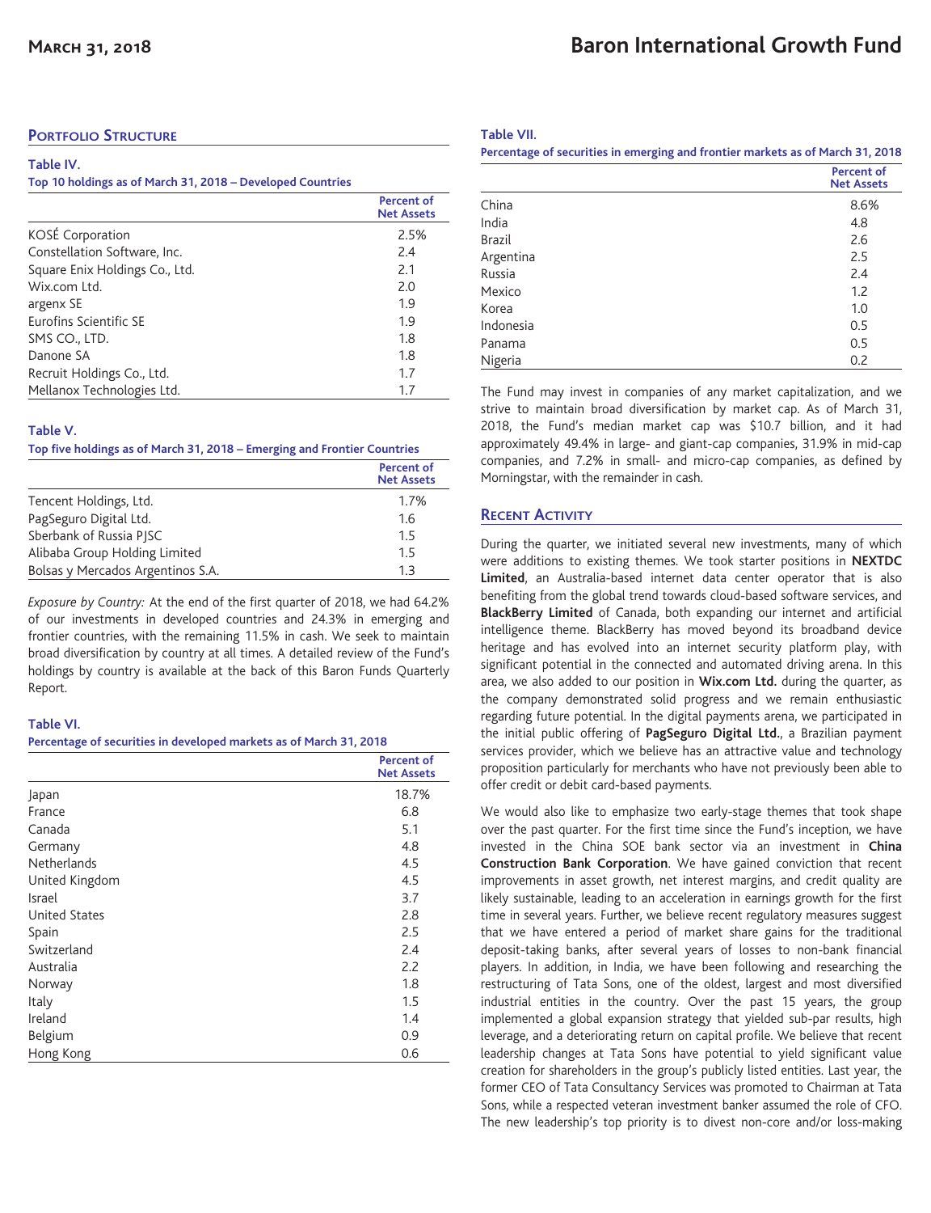## Portfolio Structure

**Table IV.**

**Top 10 holdings as of March 31, 2018 – Developed Countries**

| | Percent of Net Assets |
|---|---|
| KOSÉ Corporation | 2.5% |
| Constellation Software, Inc. | 2.4 |
| Square Enix Holdings Co., Ltd. | 2.1 |
| Wix.com Ltd. | 2.0 |
| argenx SE | 1.9 |
| Eurofins Scientific SE | 1.9 |
| SMS CO., LTD. | 1.8 |
| Danone SA | 1.8 |
| Recruit Holdings Co., Ltd. | 1.7 |
| Mellanox Technologies Ltd. | 1.7 |

**Table V.**

**Top five holdings as of March 31, 2018 – Emerging and Frontier Countries**

| | Percent of Net Assets |
|---|---|
| Tencent Holdings, Ltd. | 1.7% |
| PagSeguro Digital Ltd. | 1.6 |
| Sberbank of Russia PJSC | 1.5 |
| Alibaba Group Holding Limited | 1.5 |
| Bolsas y Mercados Argentinos S.A. | 1.3 |

*Exposure by Country:* At the end of the first quarter of 2018, we had 64.2% of our investments in developed countries and 24.3% in emerging and frontier countries, with the remaining 11.5% in cash. We seek to maintain broad diversification by country at all times. A detailed review of the Fund's holdings by country is available at the back of this Baron Funds Quarterly Report.

**Table VI.**

**Percentage of securities in developed markets as of March 31, 2018**

| | Percent of Net Assets |
|---|---|
| Japan | 18.7% |
| France | 6.8 |
| Canada | 5.1 |
| Germany | 4.8 |
| Netherlands | 4.5 |
| United Kingdom | 4.5 |
| Israel | 3.7 |
| United States | 2.8 |
| Spain | 2.5 |
| Switzerland | 2.4 |
| Australia | 2.2 |
| Norway | 1.8 |
| Italy | 1.5 |
| Ireland | 1.4 |
| Belgium | 0.9 |
| Hong Kong | 0.6 |

**Table VII.**

**Percentage of securities in emerging and frontier markets as of March 31, 2018**

| | Percent of Net Assets |
|---|---|
| China | 8.6% |
| India | 4.8 |
| Brazil | 2.6 |
| Argentina | 2.5 |
| Russia | 2.4 |
| Mexico | 1.2 |
| Korea | 1.0 |
| Indonesia | 0.5 |
| Panama | 0.5 |
| Nigeria | 0.2 |

The Fund may invest in companies of any market capitalization, and we strive to maintain broad diversification by market cap. As of March 31, 2018, the Fund's median market cap was $10.7 billion, and it had approximately 49.4% in large- and giant-cap companies, 31.9% in mid-cap companies, and 7.2% in small- and micro-cap companies, as defined by Morningstar, with the remainder in cash.

## Recent Activity

During the quarter, we initiated several new investments, many of which were additions to existing themes. We took starter positions in **NEXTDC Limited**, an Australia-based internet data center operator that is also benefiting from the global trend towards cloud-based software services, and **BlackBerry Limited** of Canada, both expanding our internet and artificial intelligence theme. BlackBerry has moved beyond its broadband device heritage and has evolved into an internet security platform play, with significant potential in the connected and automated driving arena. In this area, we also added to our position in **Wix.com Ltd.** during the quarter, as the company demonstrated solid progress and we remain enthusiastic regarding future potential. In the digital payments arena, we participated in the initial public offering of **PagSeguro Digital Ltd.**, a Brazilian payment services provider, which we believe has an attractive value and technology proposition particularly for merchants who have not previously been able to offer credit or debit card-based payments.

We would also like to emphasize two early-stage themes that took shape over the past quarter. For the first time since the Fund's inception, we have invested in the China SOE bank sector via an investment in **China Construction Bank Corporation**. We have gained conviction that recent improvements in asset growth, net interest margins, and credit quality are likely sustainable, leading to an acceleration in earnings growth for the first time in several years. Further, we believe recent regulatory measures suggest that we have entered a period of market share gains for the traditional deposit-taking banks, after several years of losses to non-bank financial players. In addition, in India, we have been following and researching the restructuring of Tata Sons, one of the oldest, largest and most diversified industrial entities in the country. Over the past 15 years, the group implemented a global expansion strategy that yielded sub-par results, high leverage, and a deteriorating return on capital profile. We believe that recent leadership changes at Tata Sons have potential to yield significant value creation for shareholders in the group's publicly listed entities. Last year, the former CEO of Tata Consultancy Services was promoted to Chairman at Tata Sons, while a respected veteran investment banker assumed the role of CFO. The new leadership's top priority is to divest non-core and/or loss-making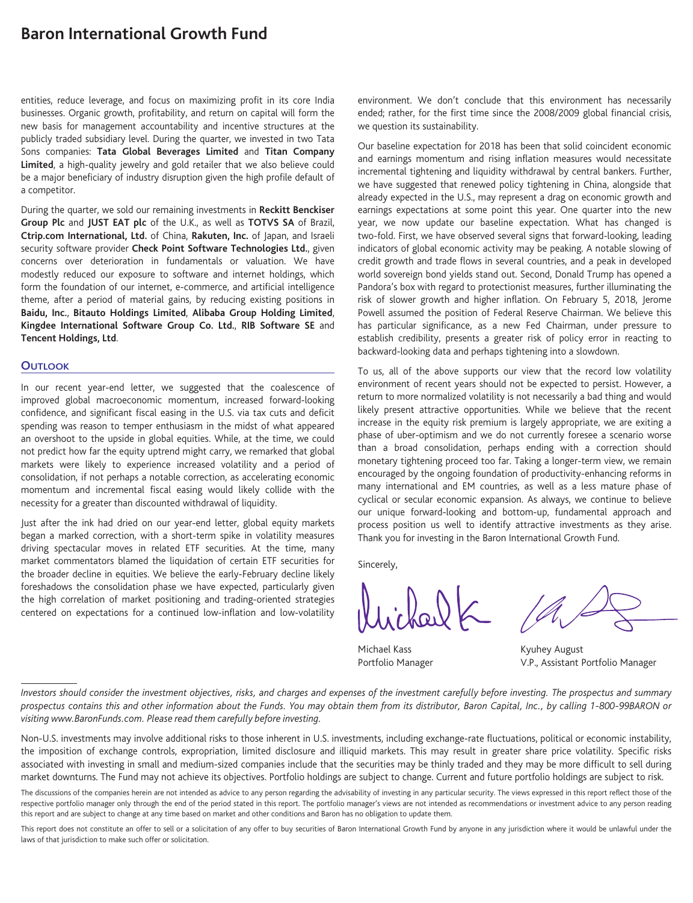entities, reduce leverage, and focus on maximizing profit in its core India businesses. Organic growth, profitability, and return on capital will form the new basis for management accountability and incentive structures at the publicly traded subsidiary level. During the quarter, we invested in two Tata Sons companies: **Tata Global Beverages Limited** and **Titan Company Limited**, a high-quality jewelry and gold retailer that we also believe could be a major beneficiary of industry disruption given the high profile default of a competitor.

During the quarter, we sold our remaining investments in **Reckitt Benckiser Group Plc** and **JUST EAT plc** of the U.K., as well as **TOTVS SA** of Brazil, **Ctrip.com International, Ltd.** of China, **Rakuten, Inc.** of Japan, and Israeli security software provider **Check Point Software Technologies Ltd.**, given concerns over deterioration in fundamentals or valuation. We have modestly reduced our exposure to software and internet holdings, which form the foundation of our internet, e-commerce, and artificial intelligence theme, after a period of material gains, by reducing existing positions in **Baidu, Inc.**, **Bitauto Holdings Limited**, **Alibaba Group Holding Limited**, **Kingdee International Software Group Co. Ltd.**, **RIB Software SE** and **Tencent Holdings, Ltd**.

## Outlook

In our recent year-end letter, we suggested that the coalescence of improved global macroeconomic momentum, increased forward-looking confidence, and significant fiscal easing in the U.S. via tax cuts and deficit spending was reason to temper enthusiasm in the midst of what appeared an overshoot to the upside in global equities. While, at the time, we could not predict how far the equity uptrend might carry, we remarked that global markets were likely to experience increased volatility and a period of consolidation, if not perhaps a notable correction, as accelerating economic momentum and incremental fiscal easing would likely collide with the necessity for a greater than discounted withdrawal of liquidity.

Just after the ink had dried on our year-end letter, global equity markets began a marked correction, with a short-term spike in volatility measures driving spectacular moves in related ETF securities. At the time, many market commentators blamed the liquidation of certain ETF securities for the broader decline in equities. We believe the early-February decline likely foreshadows the consolidation phase we have expected, particularly given the high correlation of market positioning and trading-oriented strategies centered on expectations for a continued low-inflation and low-volatility environment. We don't conclude that this environment has necessarily ended; rather, for the first time since the 2008/2009 global financial crisis, we question its sustainability.

Our baseline expectation for 2018 has been that solid coincident economic and earnings momentum and rising inflation measures would necessitate incremental tightening and liquidity withdrawal by central bankers. Further, we have suggested that renewed policy tightening in China, alongside that already expected in the U.S., may represent a drag on economic growth and earnings expectations at some point this year. One quarter into the new year, we now update our baseline expectation. What has changed is two-fold. First, we have observed several signs that forward-looking, leading indicators of global economic activity may be peaking. A notable slowing of credit growth and trade flows in several countries, and a peak in developed world sovereign bond yields stand out. Second, Donald Trump has opened a Pandora's box with regard to protectionist measures, further illuminating the risk of slower growth and higher inflation. On February 5, 2018, Jerome Powell assumed the position of Federal Reserve Chairman. We believe this has particular significance, as a new Fed Chairman, under pressure to establish credibility, presents a greater risk of policy error in reacting to backward-looking data and perhaps tightening into a slowdown.

To us, all of the above supports our view that the record low volatility environment of recent years should not be expected to persist. However, a return to more normalized volatility is not necessarily a bad thing and would likely present attractive opportunities. While we believe that the recent increase in the equity risk premium is largely appropriate, we are exiting a phase of uber-optimism and we do not currently foresee a scenario worse than a broad consolidation, perhaps ending with a correction should monetary tightening proceed too far. Taking a longer-term view, we remain encouraged by the ongoing foundation of productivity-enhancing reforms in many international and EM countries, as well as a less mature phase of cyclical or secular economic expansion. As always, we continue to believe our unique forward-looking and bottom-up, fundamental approach and process position us well to identify attractive investments as they arise. Thank you for investing in the Baron International Growth Fund.

Sincerely,

Michael Kass
Portfolio Manager

Kyuhey August
V.P., Assistant Portfolio Manager

*Investors should consider the investment objectives, risks, and charges and expenses of the investment carefully before investing. The prospectus and summary prospectus contains this and other information about the Funds. You may obtain them from its distributor, Baron Capital, Inc., by calling 1-800-99BARON or visiting www.BaronFunds.com. Please read them carefully before investing.*

Non-U.S. investments may involve additional risks to those inherent in U.S. investments, including exchange-rate fluctuations, political or economic instability, the imposition of exchange controls, expropriation, limited disclosure and illiquid markets. This may result in greater share price volatility. Specific risks associated with investing in small and medium-sized companies include that the securities may be thinly traded and they may be more difficult to sell during market downturns. The Fund may not achieve its objectives. Portfolio holdings are subject to change. Current and future portfolio holdings are subject to risk.

The discussions of the companies herein are not intended as advice to any person regarding the advisability of investing in any particular security. The views expressed in this report reflect those of the respective portfolio manager only through the end of the period stated in this report. The portfolio manager's views are not intended as recommendations or investment advice to any person reading this report and are subject to change at any time based on market and other conditions and Baron has no obligation to update them.

This report does not constitute an offer to sell or a solicitation of any offer to buy securities of Baron International Growth Fund by anyone in any jurisdiction where it would be unlawful under the laws of that jurisdiction to make such offer or solicitation.